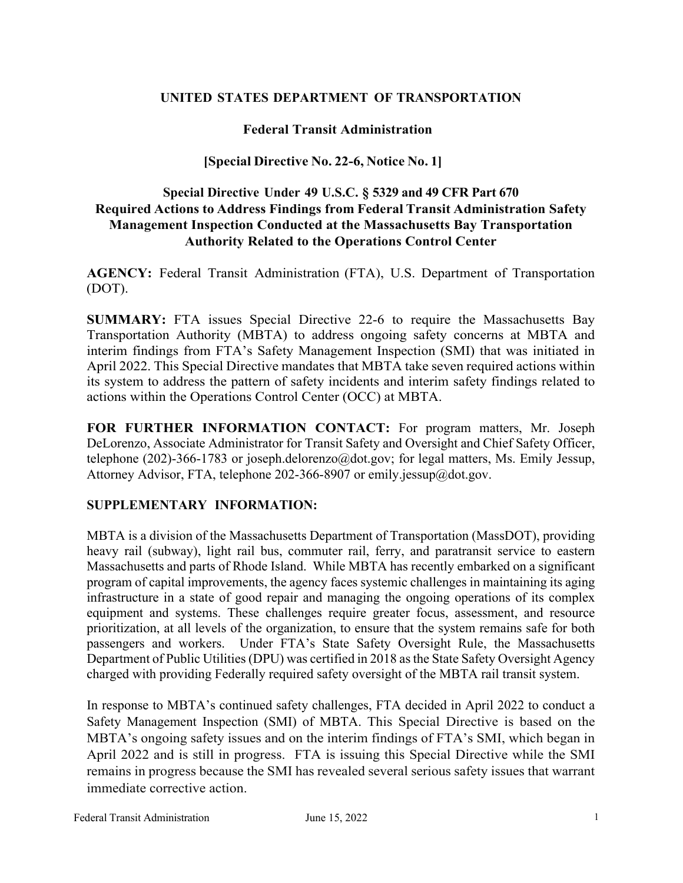**UNITED STATES DEPARTMENT OF TRANSPORTATION**

**Federal Transit Administration**

**[Special Directive No. 22-6, Notice No. 1]**

**Special Directive Under 49 U.S.C. § 5329 and 49 CFR Part 670 Required Actions to Address Findings from Federal Transit Administration Safety Management Inspection Conducted at the Massachusetts Bay Transportation Authority Related to the Operations Control Center**

**AGENCY:** Federal Transit Administration (FTA), U.S. Department of Transportation (DOT).

**SUMMARY:** FTA issues Special Directive 22-6 to require the Massachusetts Bay Transportation Authority (MBTA) to address ongoing safety concerns at MBTA and interim findings from FTA's Safety Management Inspection (SMI) that was initiated in April 2022. This Special Directive mandates that MBTA take seven required actions within its system to address the pattern of safety incidents and interim safety findings related to actions within the Operations Control Center (OCC) at MBTA.

**FOR FURTHER INFORMATION CONTACT:** For program matters, Mr. Joseph DeLorenzo, Associate Administrator for Transit Safety and Oversight and Chief Safety Officer, telephone (202)-366-1783 or joseph.delorenzo@dot.gov; for legal matters, Ms. Emily Jessup, Attorney Advisor, FTA, telephone 202-366-8907 or emily.jessup@dot.gov.

**SUPPLEMENTARY INFORMATION:**

MBTA is a division of the Massachusetts Department of Transportation (MassDOT), providing heavy rail (subway), light rail bus, commuter rail, ferry, and paratransit service to eastern Massachusetts and parts of Rhode Island. While MBTA has recently embarked on a significant program of capital improvements, the agency faces systemic challenges in maintaining its aging infrastructure in a state of good repair and managing the ongoing operations of its complex equipment and systems. These challenges require greater focus, assessment, and resource prioritization, at all levels of the organization, to ensure that the system remains safe for both passengers and workers. Under FTA's State Safety Oversight Rule, the Massachusetts Department of Public Utilities (DPU) was certified in 2018 as the State Safety Oversight Agency charged with providing Federally required safety oversight of the MBTA rail transit system.

In response to MBTA's continued safety challenges, FTA decided in April 2022 to conduct a Safety Management Inspection (SMI) of MBTA. This Special Directive is based on the MBTA's ongoing safety issues and on the interim findings of FTA's SMI, which began in April 2022 and is still in progress. FTA is issuing this Special Directive while the SMI remains in progress because the SMI has revealed several serious safety issues that warrant immediate corrective action.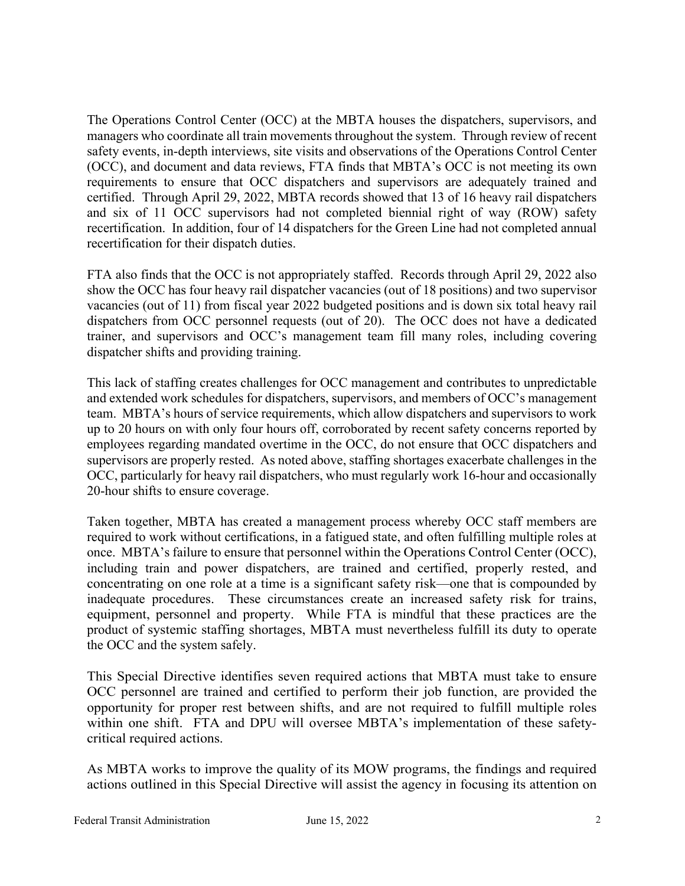The Operations Control Center (OCC) at the MBTA houses the dispatchers, supervisors, and managers who coordinate all train movements throughout the system. Through review of recent safety events, in-depth interviews, site visits and observations of the Operations Control Center (OCC), and document and data reviews, FTA finds that MBTA's OCC is not meeting its own requirements to ensure that OCC dispatchers and supervisors are adequately trained and certified. Through April 29, 2022, MBTA records showed that 13 of 16 heavy rail dispatchers and six of 11 OCC supervisors had not completed biennial right of way (ROW) safety recertification. In addition, four of 14 dispatchers for the Green Line had not completed annual recertification for their dispatch duties.

FTA also finds that the OCC is not appropriately staffed. Records through April 29, 2022 also show the OCC has four heavy rail dispatcher vacancies (out of 18 positions) and two supervisor vacancies (out of 11) from fiscal year 2022 budgeted positions and is down six total heavy rail dispatchers from OCC personnel requests (out of 20). The OCC does not have a dedicated trainer, and supervisors and OCC's management team fill many roles, including covering dispatcher shifts and providing training.

This lack of staffing creates challenges for OCC management and contributes to unpredictable and extended work schedules for dispatchers, supervisors, and members of OCC's management team. MBTA's hours of service requirements, which allow dispatchers and supervisors to work up to 20 hours on with only four hours off, corroborated by recent safety concerns reported by employees regarding mandated overtime in the OCC, do not ensure that OCC dispatchers and supervisors are properly rested. As noted above, staffing shortages exacerbate challenges in the OCC, particularly for heavy rail dispatchers, who must regularly work 16-hour and occasionally 20-hour shifts to ensure coverage.

Taken together, MBTA has created a management process whereby OCC staff members are required to work without certifications, in a fatigued state, and often fulfilling multiple roles at once. MBTA's failure to ensure that personnel within the Operations Control Center (OCC), including train and power dispatchers, are trained and certified, properly rested, and concentrating on one role at a time is a significant safety risk—one that is compounded by inadequate procedures. These circumstances create an increased safety risk for trains, equipment, personnel and property. While FTA is mindful that these practices are the product of systemic staffing shortages, MBTA must nevertheless fulfill its duty to operate the OCC and the system safely.

This Special Directive identifies seven required actions that MBTA must take to ensure OCC personnel are trained and certified to perform their job function, are provided the opportunity for proper rest between shifts, and are not required to fulfill multiple roles within one shift. FTA and DPU will oversee MBTA's implementation of these safety-critical required actions.

As MBTA works to improve the quality of its MOW programs, the findings and required actions outlined in this Special Directive will assist the agency in focusing its attention on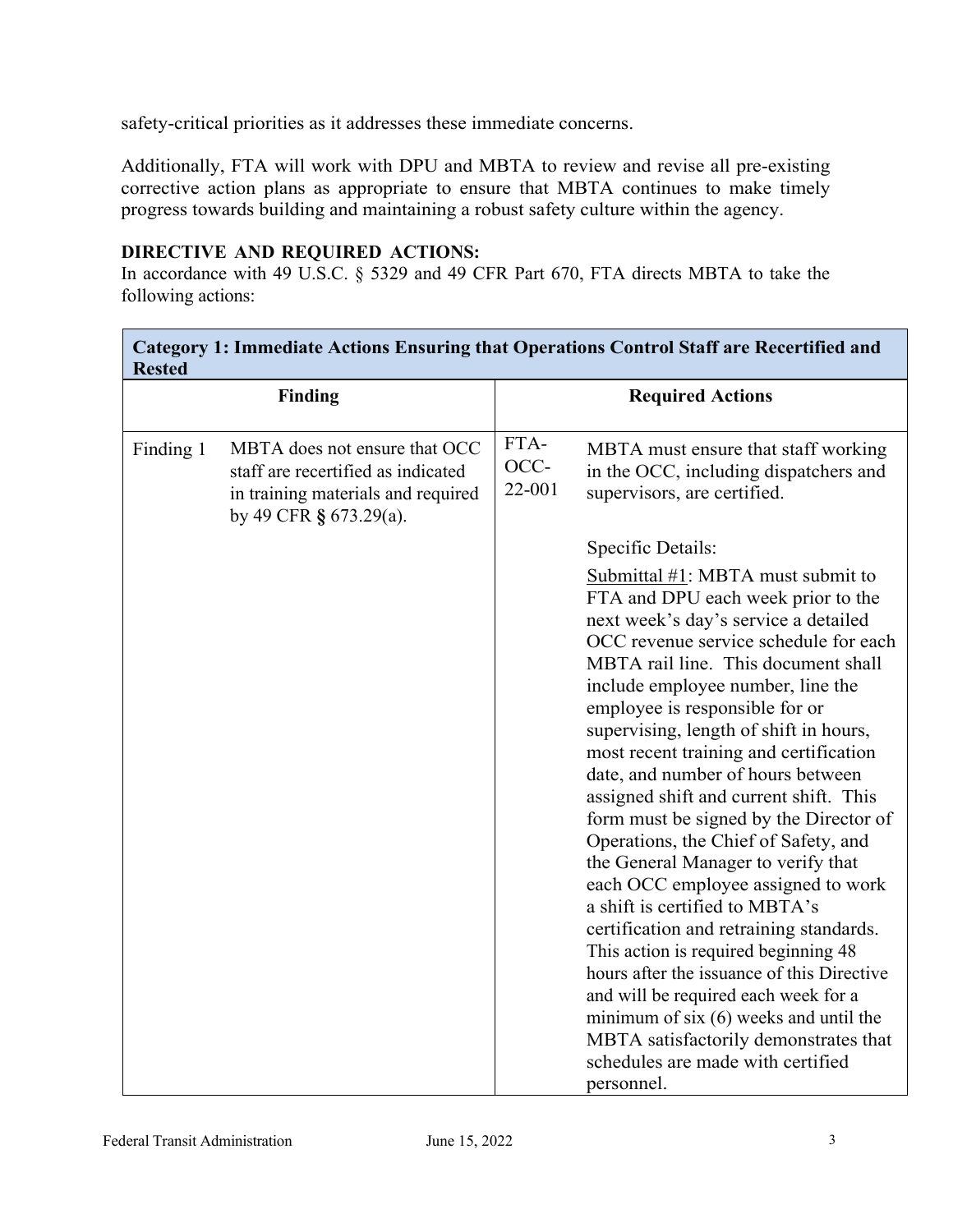safety-critical priorities as it addresses these immediate concerns.

Additionally, FTA will work with DPU and MBTA to review and revise all pre-existing corrective action plans as appropriate to ensure that MBTA continues to make timely progress towards building and maintaining a robust safety culture within the agency.

**DIRECTIVE AND REQUIRED ACTIONS:**

In accordance with 49 U.S.C. § 5329 and 49 CFR Part 670, FTA directs MBTA to take the following actions:

| **Category 1: Immediate Actions Ensuring that Operations Control Staff are Recertified and Rested** | | | |
|---|---|---|---|
| **Finding** | | **Required Actions** | |
| Finding 1 | MBTA does not ensure that OCC staff are recertified as indicated in training materials and required by 49 CFR **§** 673.29(a). | FTA-OCC-22-001 | MBTA must ensure that staff working in the OCC, including dispatchers and supervisors, are certified.<br><br>Specific Details:<br><br><u>Submittal #1</u>: MBTA must submit to FTA and DPU each week prior to the next week's day's service a detailed OCC revenue service schedule for each MBTA rail line. This document shall include employee number, line the employee is responsible for or supervising, length of shift in hours, most recent training and certification date, and number of hours between assigned shift and current shift. This form must be signed by the Director of Operations, the Chief of Safety, and the General Manager to verify that each OCC employee assigned to work a shift is certified to MBTA's certification and retraining standards. This action is required beginning 48 hours after the issuance of this Directive and will be required each week for a minimum of six (6) weeks and until the MBTA satisfactorily demonstrates that schedules are made with certified personnel. |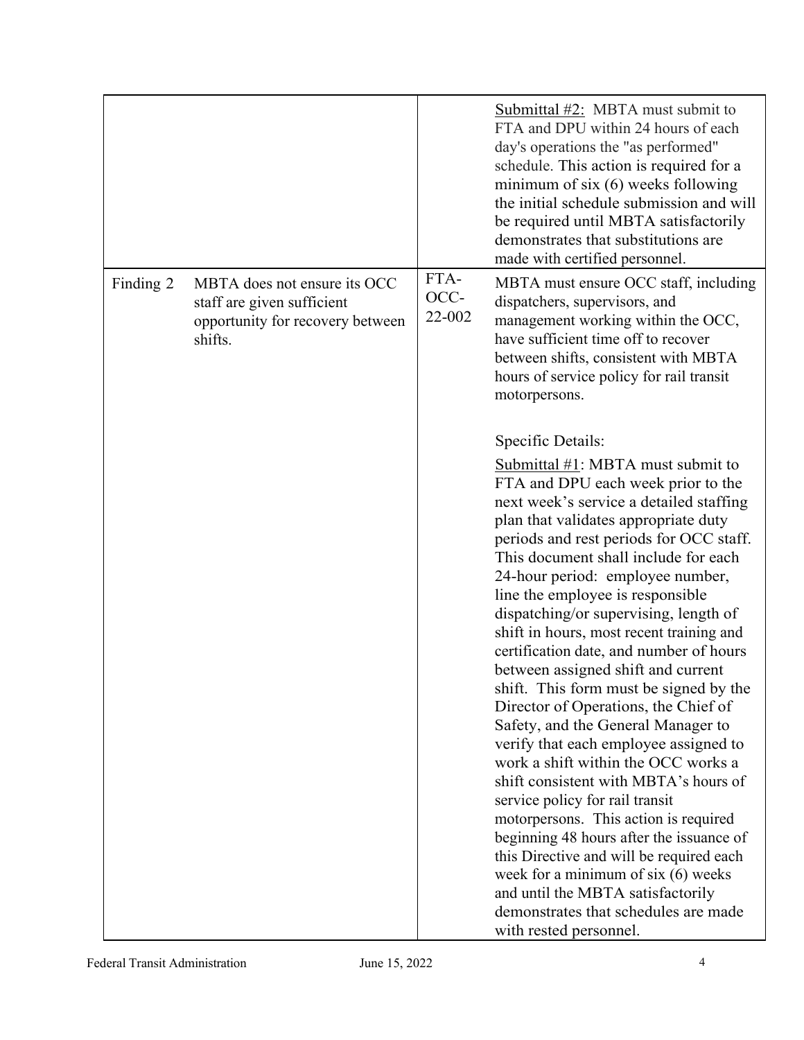| | | | |
|---|---|---|---|
| | | | <u>Submittal #2:</u> MBTA must submit to FTA and DPU within 24 hours of each day's operations the "as performed" schedule. This action is required for a minimum of six (6) weeks following the initial schedule submission and will be required until MBTA satisfactorily demonstrates that substitutions are made with certified personnel. |
| Finding 2 | MBTA does not ensure its OCC staff are given sufficient opportunity for recovery between shifts. | FTA-OCC-22-002 | MBTA must ensure OCC staff, including dispatchers, supervisors, and management working within the OCC, have sufficient time off to recover between shifts, consistent with MBTA hours of service policy for rail transit motorpersons.<br><br>Specific Details:<br><u>Submittal #1</u>: MBTA must submit to FTA and DPU each week prior to the next week's service a detailed staffing plan that validates appropriate duty periods and rest periods for OCC staff. This document shall include for each 24-hour period: employee number, line the employee is responsible dispatching/or supervising, length of shift in hours, most recent training and certification date, and number of hours between assigned shift and current shift. This form must be signed by the Director of Operations, the Chief of Safety, and the General Manager to verify that each employee assigned to work a shift within the OCC works a shift consistent with MBTA's hours of service policy for rail transit motorpersons. This action is required beginning 48 hours after the issuance of this Directive and will be required each week for a minimum of six (6) weeks and until the MBTA satisfactorily demonstrates that schedules are made with rested personnel. |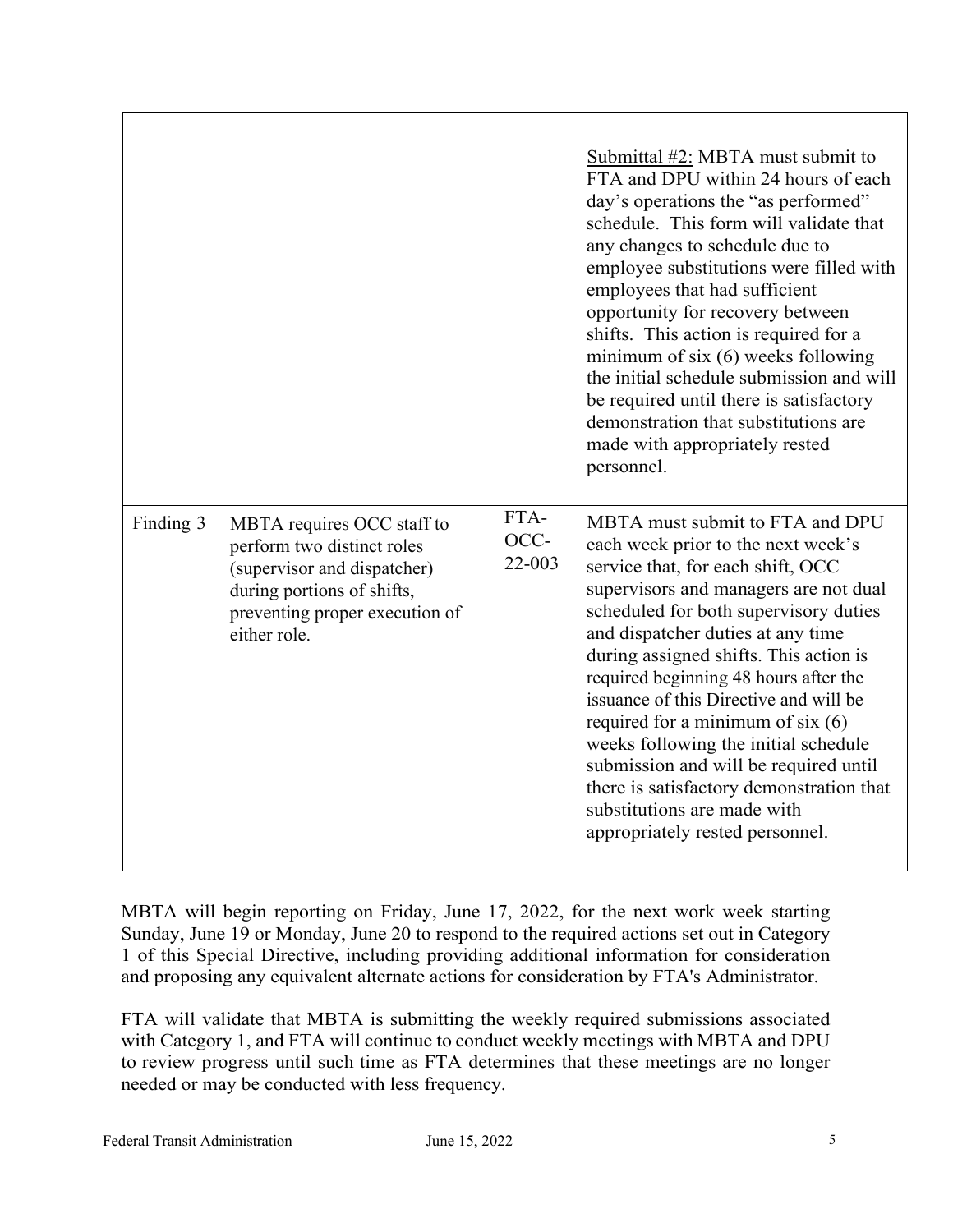| | | | |
|---|---|---|---|
| | | | Submittal #2: MBTA must submit to FTA and DPU within 24 hours of each day's operations the "as performed" schedule. This form will validate that any changes to schedule due to employee substitutions were filled with employees that had sufficient opportunity for recovery between shifts. This action is required for a minimum of six (6) weeks following the initial schedule submission and will be required until there is satisfactory demonstration that substitutions are made with appropriately rested personnel. |
| Finding 3 | MBTA requires OCC staff to perform two distinct roles (supervisor and dispatcher) during portions of shifts, preventing proper execution of either role. | FTA-OCC-22-003 | MBTA must submit to FTA and DPU each week prior to the next week's service that, for each shift, OCC supervisors and managers are not dual scheduled for both supervisory duties and dispatcher duties at any time during assigned shifts. This action is required beginning 48 hours after the issuance of this Directive and will be required for a minimum of six (6) weeks following the initial schedule submission and will be required until there is satisfactory demonstration that substitutions are made with appropriately rested personnel. |

MBTA will begin reporting on Friday, June 17, 2022, for the next work week starting Sunday, June 19 or Monday, June 20 to respond to the required actions set out in Category 1 of this Special Directive, including providing additional information for consideration and proposing any equivalent alternate actions for consideration by FTA's Administrator.

FTA will validate that MBTA is submitting the weekly required submissions associated with Category 1, and FTA will continue to conduct weekly meetings with MBTA and DPU to review progress until such time as FTA determines that these meetings are no longer needed or may be conducted with less frequency.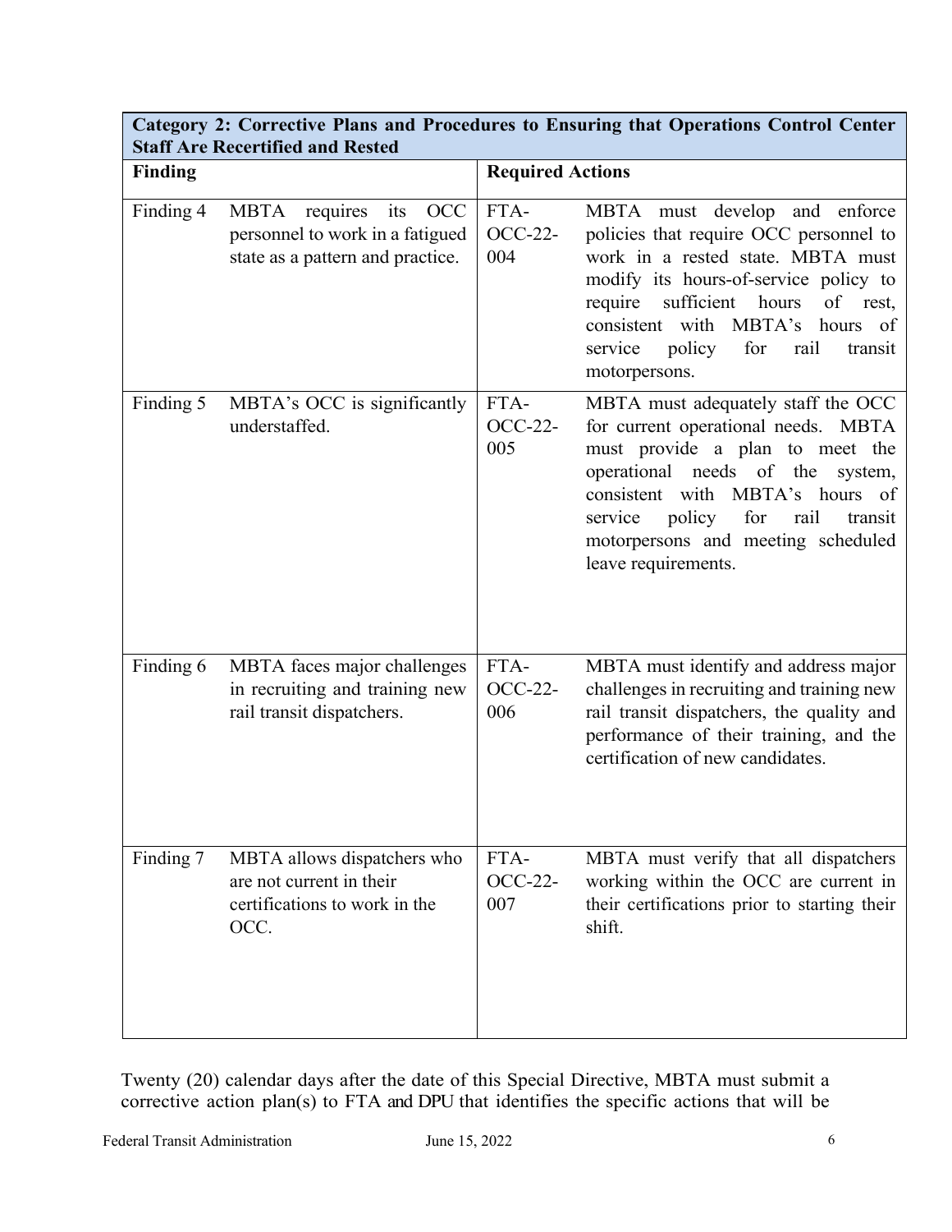| Category 2: Corrective Plans and Procedures to Ensuring that Operations Control Center Staff Are Recertified and Rested | | | |
|---|---|---|---|
| **Finding** | | **Required Actions** | |
| Finding 4 | MBTA requires its OCC personnel to work in a fatigued state as a pattern and practice. | FTA-OCC-22-004 | MBTA must develop and enforce policies that require OCC personnel to work in a rested state. MBTA must modify its hours-of-service policy to require sufficient hours of rest, consistent with MBTA's hours of service policy for rail transit motorpersons. |
| Finding 5 | MBTA's OCC is significantly understaffed. | FTA-OCC-22-005 | MBTA must adequately staff the OCC for current operational needs. MBTA must provide a plan to meet the operational needs of the system, consistent with MBTA's hours of service policy for rail transit motorpersons and meeting scheduled leave requirements. |
| Finding 6 | MBTA faces major challenges in recruiting and training new rail transit dispatchers. | FTA-OCC-22-006 | MBTA must identify and address major challenges in recruiting and training new rail transit dispatchers, the quality and performance of their training, and the certification of new candidates. |
| Finding 7 | MBTA allows dispatchers who are not current in their certifications to work in the OCC. | FTA-OCC-22-007 | MBTA must verify that all dispatchers working within the OCC are current in their certifications prior to starting their shift. |

Twenty (20) calendar days after the date of this Special Directive, MBTA must submit a corrective action plan(s) to FTA and DPU that identifies the specific actions that will be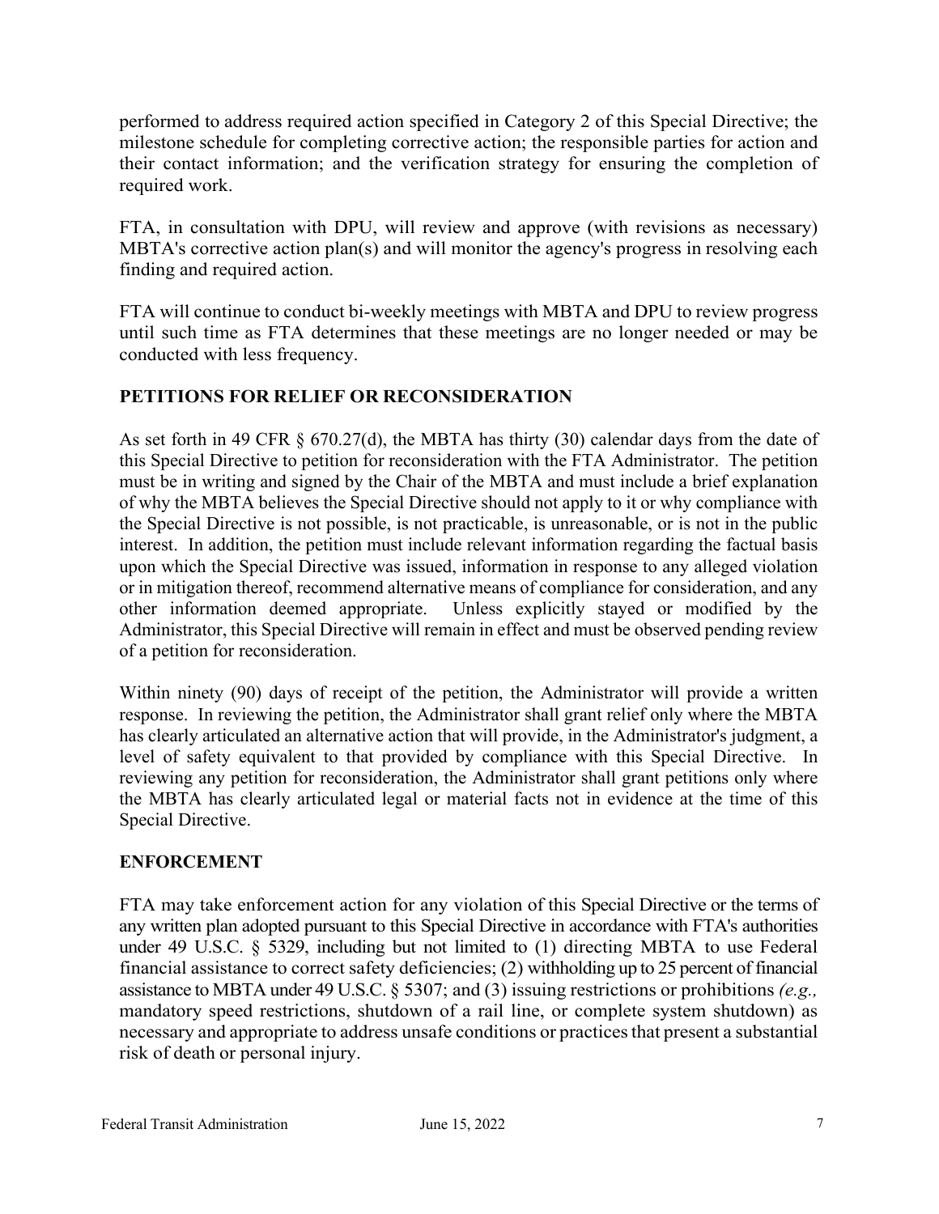performed to address required action specified in Category 2 of this Special Directive; the milestone schedule for completing corrective action; the responsible parties for action and their contact information; and the verification strategy for ensuring the completion of required work.

FTA, in consultation with DPU, will review and approve (with revisions as necessary) MBTA's corrective action plan(s) and will monitor the agency's progress in resolving each finding and required action.

FTA will continue to conduct bi-weekly meetings with MBTA and DPU to review progress until such time as FTA determines that these meetings are no longer needed or may be conducted with less frequency.

## PETITIONS FOR RELIEF OR RECONSIDERATION

As set forth in 49 CFR § 670.27(d), the MBTA has thirty (30) calendar days from the date of this Special Directive to petition for reconsideration with the FTA Administrator. The petition must be in writing and signed by the Chair of the MBTA and must include a brief explanation of why the MBTA believes the Special Directive should not apply to it or why compliance with the Special Directive is not possible, is not practicable, is unreasonable, or is not in the public interest. In addition, the petition must include relevant information regarding the factual basis upon which the Special Directive was issued, information in response to any alleged violation or in mitigation thereof, recommend alternative means of compliance for consideration, and any other information deemed appropriate. Unless explicitly stayed or modified by the Administrator, this Special Directive will remain in effect and must be observed pending review of a petition for reconsideration.

Within ninety (90) days of receipt of the petition, the Administrator will provide a written response. In reviewing the petition, the Administrator shall grant relief only where the MBTA has clearly articulated an alternative action that will provide, in the Administrator's judgment, a level of safety equivalent to that provided by compliance with this Special Directive. In reviewing any petition for reconsideration, the Administrator shall grant petitions only where the MBTA has clearly articulated legal or material facts not in evidence at the time of this Special Directive.

## ENFORCEMENT

FTA may take enforcement action for any violation of this Special Directive or the terms of any written plan adopted pursuant to this Special Directive in accordance with FTA's authorities under 49 U.S.C. § 5329, including but not limited to (1) directing MBTA to use Federal financial assistance to correct safety deficiencies; (2) withholding up to 25 percent of financial assistance to MBTA under 49 U.S.C. § 5307; and (3) issuing restrictions or prohibitions *(e.g.,* mandatory speed restrictions, shutdown of a rail line, or complete system shutdown) as necessary and appropriate to address unsafe conditions or practices that present a substantial risk of death or personal injury.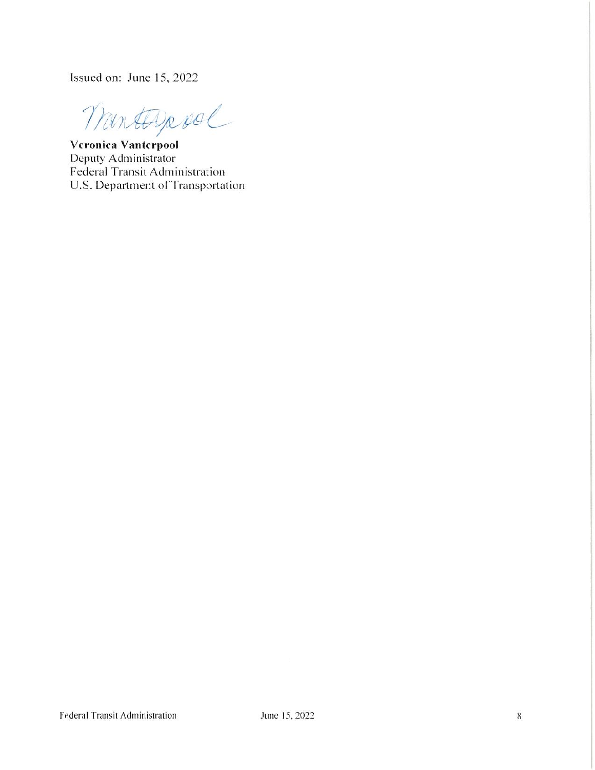Issued on: June 15, 2022

**Veronica Vanterpool**
Deputy Administrator
Federal Transit Administration
U.S. Department of Transportation